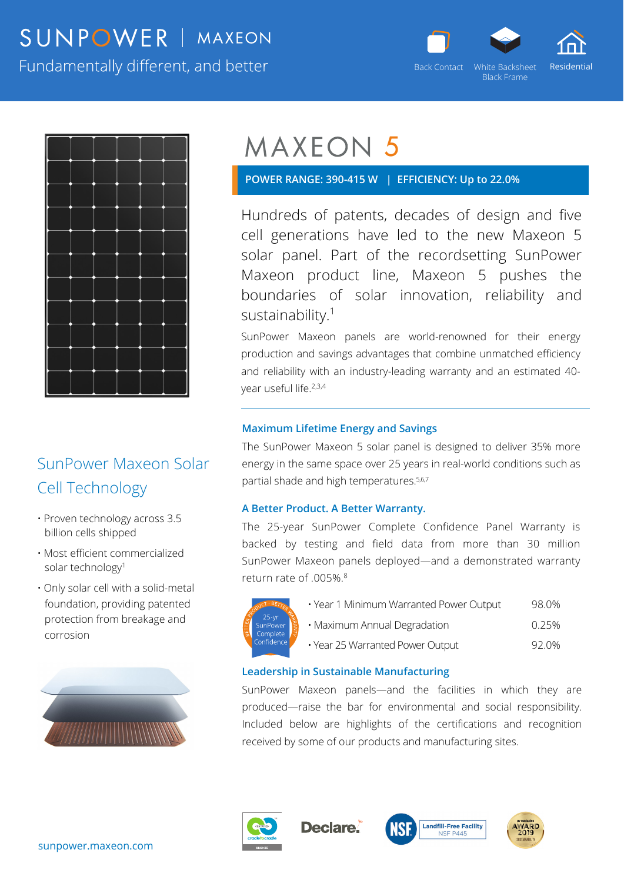SUNPOWER | MAXEON

Fundamentally different, and better

Back Contact | White Backsheet Black Frame | Residential

# MAXEON 5

**POWER RANGE: 390-415 W | EFFICIENCY: Up to 22.0%**

Hundreds of patents, decades of design and five cell generations have led to the new Maxeon 5 solar panel. Part of the recordsetting SunPower Maxeon product line, Maxeon 5 pushes the boundaries of solar innovation, reliability and sustainability.[1]

SunPower Maxeon panels are world-renowned for their energy production and savings advantages that combine unmatched efficiency and reliability with an industry-leading warranty and an estimated 40-year useful life.[2,3,4]

## SunPower Maxeon Solar Cell Technology

- Proven technology across 3.5 billion cells shipped
- Most efficient commercialized solar technology[1]
- Only solar cell with a solid-metal foundation, providing patented protection from breakage and corrosion

### Maximum Lifetime Energy and Savings

The SunPower Maxeon 5 solar panel is designed to deliver 35% more energy in the same space over 25 years in real-world conditions such as partial shade and high temperatures.[5,6,7]

### A Better Product. A Better Warranty.

The 25-year SunPower Complete Confidence Panel Warranty is backed by testing and field data from more than 30 million SunPower Maxeon panels deployed—and a demonstrated warranty return rate of .005%.[8]

BETTER PRODUCT · BETTER WARRANTY · 25-yr SunPower Complete Confidence

| | |
|---|---|
| Year 1 Minimum Warranted Power Output | 98.0% |
| Maximum Annual Degradation | 0.25% |
| Year 25 Warranted Power Output | 92.0% |

### Leadership in Sustainable Manufacturing

SunPower Maxeon panels—and the facilities in which they are produced—raise the bar for environmental and social responsibility. Included below are highlights of the certifications and recognition received by some of our products and manufacturing sites.

Cradle to Cradle Certified Bronze | Declare. | NSF Landfill-Free Facility NSF P445 | pv magazine Award 2019 Sustainability

sunpower.maxeon.com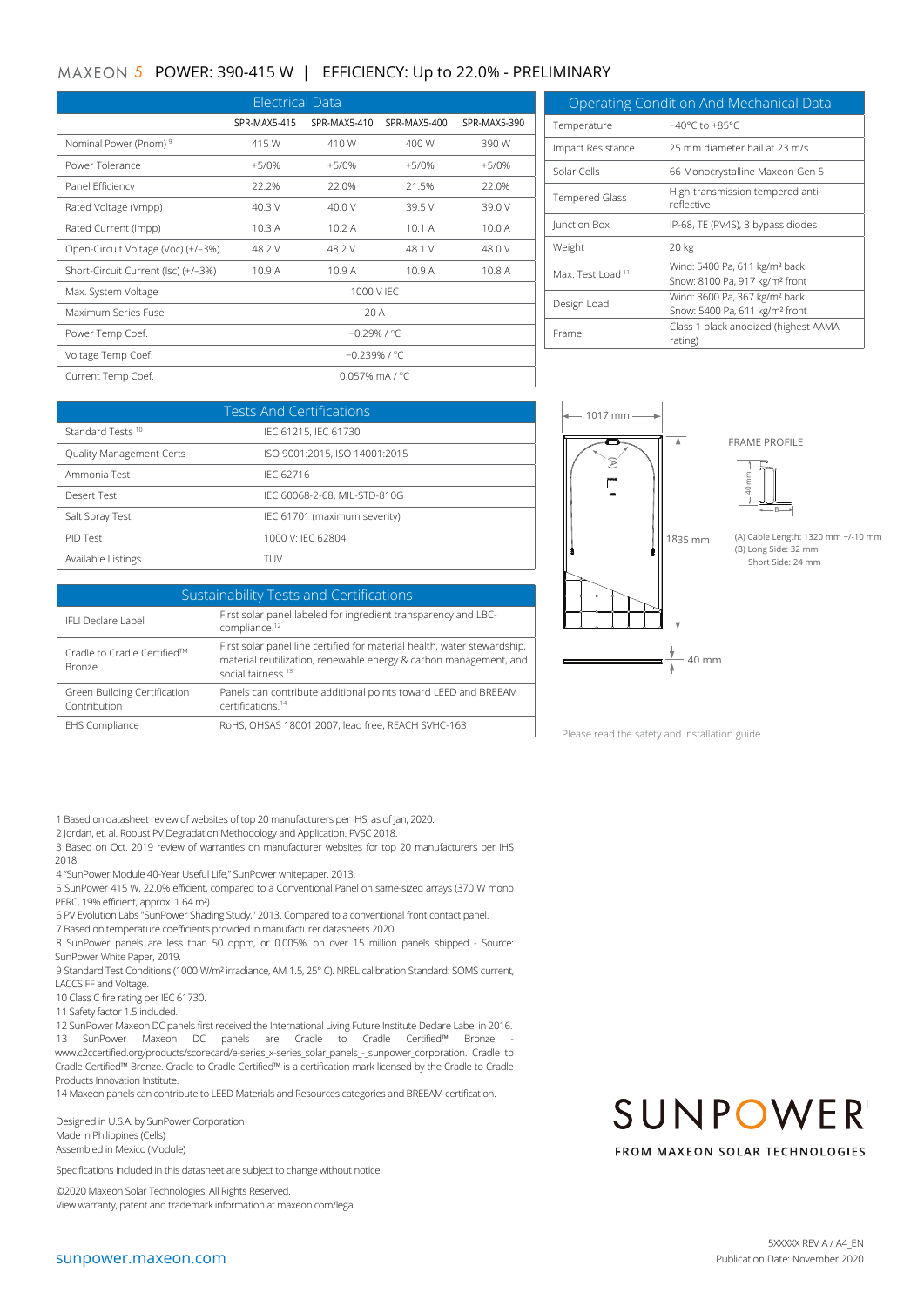# MAXEON 5 POWER: 390-415 W | EFFICIENCY: Up to 22.0% - PRELIMINARY

## Electrical Data

| | SPR-MAX5-415 | SPR-MAX5-410 | SPR-MAX5-400 | SPR-MAX5-390 |
|---|---|---|---|---|
| Nominal Power (Pnom) [9] | 415 W | 410 W | 400 W | 390 W |
| Power Tolerance | +5/0% | +5/0% | +5/0% | +5/0% |
| Panel Efficiency | 22.2% | 22.0% | 21.5% | 22.0% |
| Rated Voltage (Vmpp) | 40.3 V | 40.0 V | 39.5 V | 39.0 V |
| Rated Current (Impp) | 10.3 A | 10.2 A | 10.1 A | 10.0 A |
| Open-Circuit Voltage (Voc) (+/−3%) | 48.2 V | 48.2 V | 48.1 V | 48.0 V |
| Short-Circuit Current (Isc) (+/−3%) | 10.9 A | 10.9 A | 10.9 A | 10.8 A |
| Max. System Voltage | 1000 V IEC | | | |
| Maximum Series Fuse | 20 A | | | |
| Power Temp Coef. | −0.29% / °C | | | |
| Voltage Temp Coef. | −0.239% / °C | | | |
| Current Temp Coef. | 0.057% mA / °C | | | |

## Operating Condition And Mechanical Data

| | |
|---|---|
| Temperature | −40°C to +85°C |
| Impact Resistance | 25 mm diameter hail at 23 m/s |
| Solar Cells | 66 Monocrystalline Maxeon Gen 5 |
| Tempered Glass | High-transmission tempered anti-reflective |
| Junction Box | IP-68, TE (PV4S), 3 bypass diodes |
| Weight | 20 kg |
| Max. Test Load [11] | Wind: 5400 Pa, 611 kg/m² back<br>Snow: 8100 Pa, 917 kg/m² front |
| Design Load | Wind: 3600 Pa, 367 kg/m² back<br>Snow: 5400 Pa, 611 kg/m² front |
| Frame | Class 1 black anodized (highest AAMA rating) |

## Tests And Certifications

| | |
|---|---|
| Standard Tests [10] | IEC 61215, IEC 61730 |
| Quality Management Certs | ISO 9001:2015, ISO 14001:2015 |
| Ammonia Test | IEC 62716 |
| Desert Test | IEC 60068-2-68, MIL-STD-810G |
| Salt Spray Test | IEC 61701 (maximum severity) |
| PID Test | 1000 V: IEC 62804 |
| Available Listings | TUV |

## Sustainability Tests and Certifications

| | |
|---|---|
| IFLI Declare Label | First solar panel labeled for ingredient transparency and LBC-compliance.[12] |
| Cradle to Cradle Certified™ Bronze | First solar panel line certified for material health, water stewardship, material reutilization, renewable energy & carbon management, and social fairness.[13] |
| Green Building Certification Contribution | Panels can contribute additional points toward LEED and BREEAM certifications.[14] |
| EHS Compliance | RoHS, OHSAS 18001:2007, lead free, REACH SVHC-163 |

1017 mm

1835 mm

40 mm

FRAME PROFILE

40 mm

B

(A) Cable Length: 1320 mm +/-10 mm
(B) Long Side: 32 mm
Short Side: 24 mm

Please read the safety and installation guide.

1 Based on datasheet review of websites of top 20 manufacturers per IHS, as of Jan, 2020.
2 Jordan, et. al. Robust PV Degradation Methodology and Application. PVSC 2018.
3 Based on Oct. 2019 review of warranties on manufacturer websites for top 20 manufacturers per IHS 2018.
4 "SunPower Module 40-Year Useful Life," SunPower whitepaper. 2013.
5 SunPower 415 W, 22.0% efficient, compared to a Conventional Panel on same-sized arrays (370 W mono PERC, 19% efficient, approx. 1.64 m²)
6 PV Evolution Labs "SunPower Shading Study," 2013. Compared to a conventional front contact panel.
7 Based on temperature coefficients provided in manufacturer datasheets 2020.
8 SunPower panels are less than 50 dppm, or 0.005%, on over 15 million panels shipped - Source: SunPower White Paper, 2019.
9 Standard Test Conditions (1000 W/m² irradiance, AM 1.5, 25° C). NREL calibration Standard: SOMS current, LACCS FF and Voltage.
10 Class C fire rating per IEC 61730.
11 Safety factor 1.5 included.
12 SunPower Maxeon DC panels first received the International Living Future Institute Declare Label in 2016.
13 SunPower Maxeon DC panels are Cradle to Cradle Certified™ Bronze - www.c2ccertified.org/products/scorecard/e-series_x-series_solar_panels_-_sunpower_corporation. Cradle to Cradle Certified™ Bronze. Cradle to Cradle Certified™ is a certification mark licensed by the Cradle to Cradle Products Innovation Institute.
14 Maxeon panels can contribute to LEED Materials and Resources categories and BREEAM certification.

Designed in U.S.A. by SunPower Corporation
Made in Philippines (Cells)
Assembled in Mexico (Module)

Specifications included in this datasheet are subject to change without notice.

©2020 Maxeon Solar Technologies. All Rights Reserved.
View warranty, patent and trademark information at maxeon.com/legal.

SUNPOWER
FROM MAXEON SOLAR TECHNOLOGIES

sunpower.maxeon.com

5XXXXX REV A / A4_EN
Publication Date: November 2020